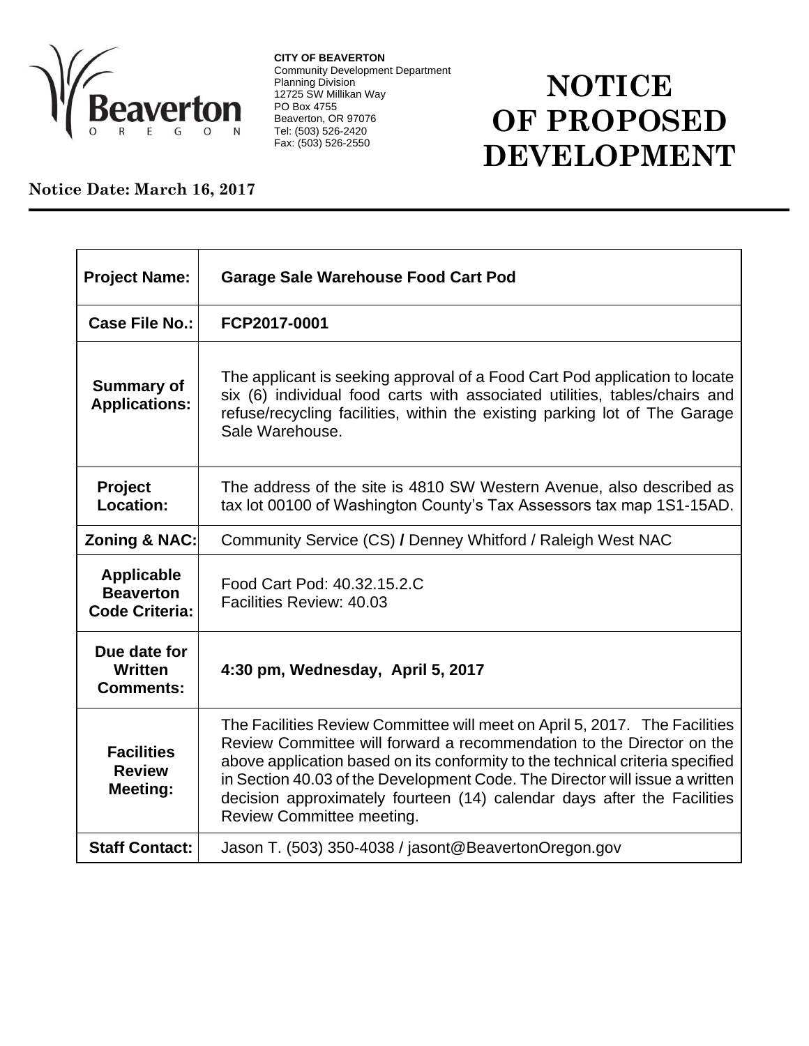**CITY OF BEAVERTON**
Community Development Department
Planning Division
12725 SW Millikan Way
PO Box 4755
Beaverton, OR 97076
Tel: (503) 526-2420
Fax: (503) 526-2550

# NOTICE OF PROPOSED DEVELOPMENT

**Notice Date: March 16, 2017**

| | |
|---|---|
| **Project Name:** | **Garage Sale Warehouse Food Cart Pod** |
| **Case File No.:** | **FCP2017-0001** |
| **Summary of Applications:** | The applicant is seeking approval of a Food Cart Pod application to locate six (6) individual food carts with associated utilities, tables/chairs and refuse/recycling facilities, within the existing parking lot of The Garage Sale Warehouse. |
| **Project Location:** | The address of the site is 4810 SW Western Avenue, also described as tax lot 00100 of Washington County's Tax Assessors tax map 1S1-15AD. |
| **Zoning & NAC:** | Community Service (CS) **/** Denney Whitford / Raleigh West NAC |
| **Applicable Beaverton Code Criteria:** | Food Cart Pod: 40.32.15.2.C<br>Facilities Review: 40.03 |
| **Due date for Written Comments:** | **4:30 pm, Wednesday, April 5, 2017** |
| **Facilities Review Meeting:** | The Facilities Review Committee will meet on April 5, 2017. The Facilities Review Committee will forward a recommendation to the Director on the above application based on its conformity to the technical criteria specified in Section 40.03 of the Development Code. The Director will issue a written decision approximately fourteen (14) calendar days after the Facilities Review Committee meeting. |
| **Staff Contact:** | Jason T. (503) 350-4038 / jasont@BeavertonOregon.gov |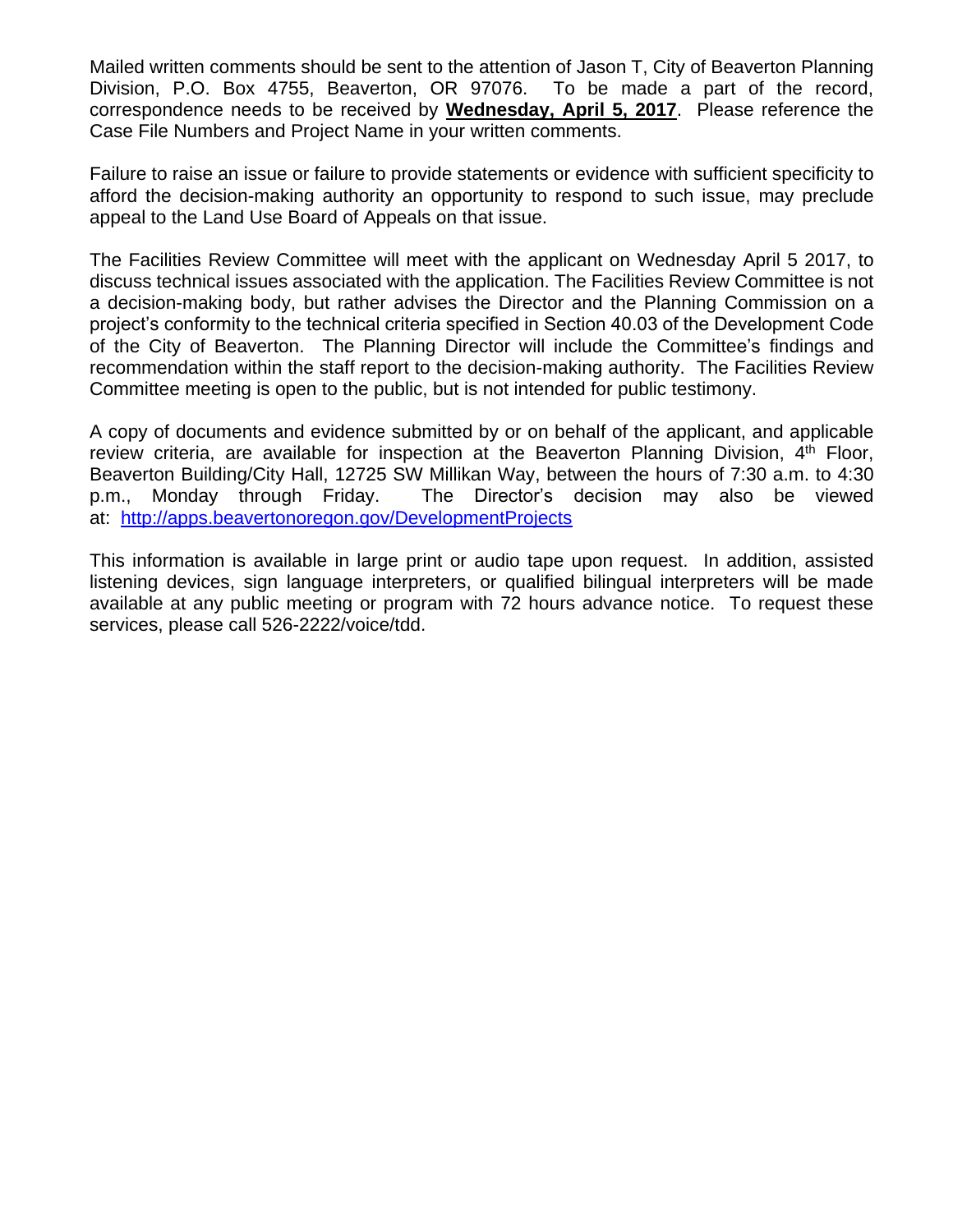Mailed written comments should be sent to the attention of Jason T, City of Beaverton Planning Division, P.O. Box 4755, Beaverton, OR 97076. To be made a part of the record, correspondence needs to be received by **Wednesday, April 5, 2017**. Please reference the Case File Numbers and Project Name in your written comments.

Failure to raise an issue or failure to provide statements or evidence with sufficient specificity to afford the decision-making authority an opportunity to respond to such issue, may preclude appeal to the Land Use Board of Appeals on that issue.

The Facilities Review Committee will meet with the applicant on Wednesday April 5 2017, to discuss technical issues associated with the application. The Facilities Review Committee is not a decision-making body, but rather advises the Director and the Planning Commission on a project's conformity to the technical criteria specified in Section 40.03 of the Development Code of the City of Beaverton. The Planning Director will include the Committee's findings and recommendation within the staff report to the decision-making authority. The Facilities Review Committee meeting is open to the public, but is not intended for public testimony.

A copy of documents and evidence submitted by or on behalf of the applicant, and applicable review criteria, are available for inspection at the Beaverton Planning Division, 4th Floor, Beaverton Building/City Hall, 12725 SW Millikan Way, between the hours of 7:30 a.m. to 4:30 p.m., Monday through Friday. The Director's decision may also be viewed at: http://apps.beavertonoregon.gov/DevelopmentProjects

This information is available in large print or audio tape upon request. In addition, assisted listening devices, sign language interpreters, or qualified bilingual interpreters will be made available at any public meeting or program with 72 hours advance notice. To request these services, please call 526-2222/voice/tdd.